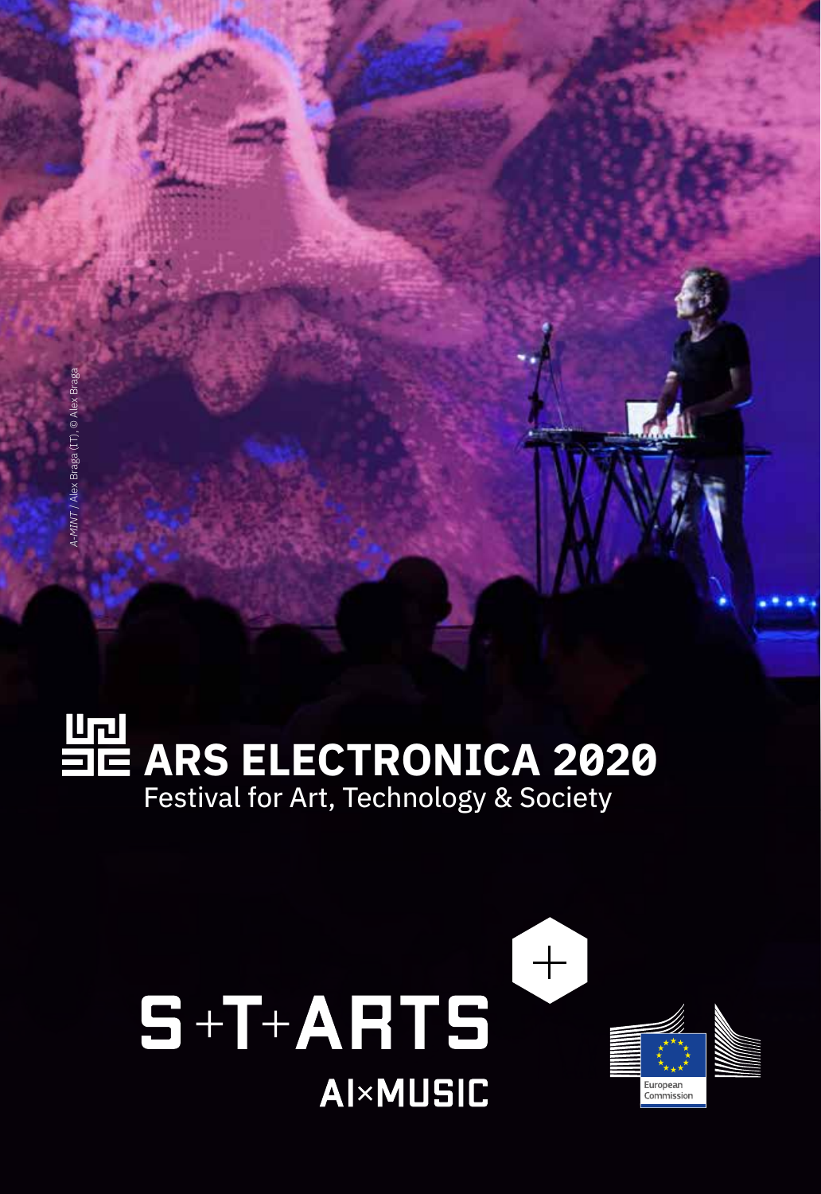*A-MINT* / Alex Braga (IT), © Alex Braga

# ARS ELECTRONICA 2020

Festival for Art, Technology & Society

## S+T+ARTS

### AI×MUSIC

European Commission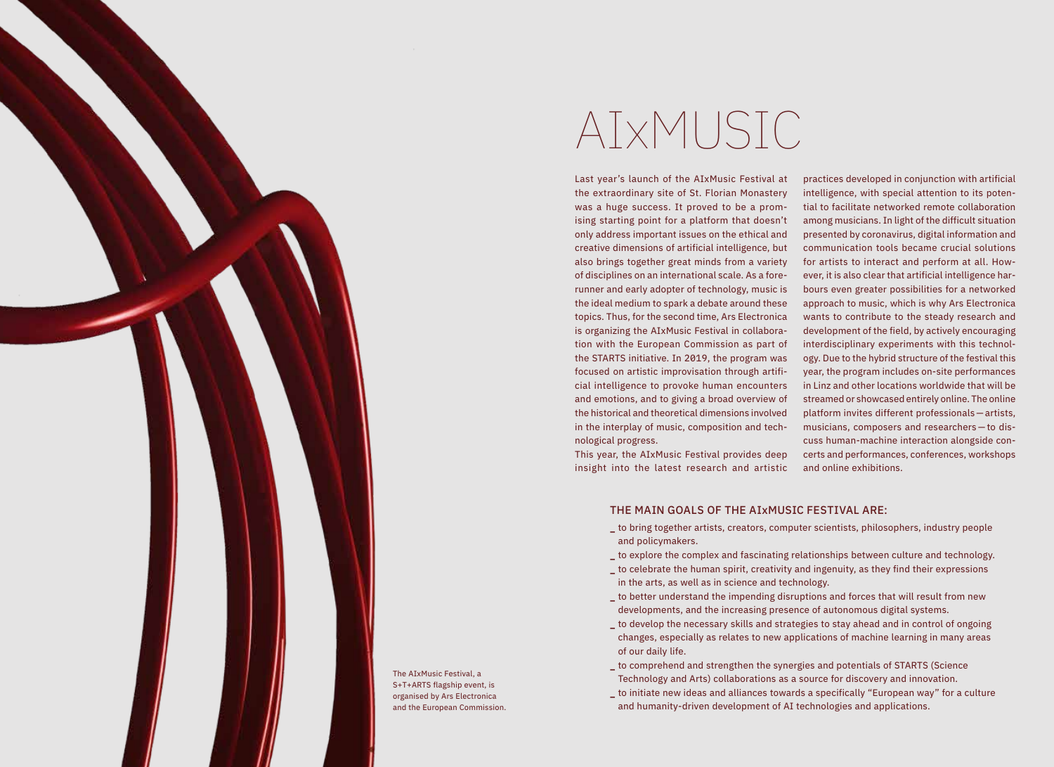# AIxMUSIC

Last year's launch of the AIxMusic Festival at the extraordinary site of St. Florian Monastery was a huge success. It proved to be a promising starting point for a platform that doesn't only address important issues on the ethical and creative dimensions of artificial intelligence, but also brings together great minds from a variety of disciplines on an international scale. As a forerunner and early adopter of technology, music is the ideal medium to spark a debate around these topics. Thus, for the second time, Ars Electronica is organizing the AIxMusic Festival in collaboration with the European Commission as part of the STARTS initiative. In 2019, the program was focused on artistic improvisation through artificial intelligence to provoke human encounters and emotions, and to giving a broad overview of the historical and theoretical dimensions involved in the interplay of music, composition and technological progress.

This year, the AIxMusic Festival provides deep insight into the latest research and artistic practices developed in conjunction with artificial intelligence, with special attention to its potential to facilitate networked remote collaboration among musicians. In light of the difficult situation presented by coronavirus, digital information and communication tools became crucial solutions for artists to interact and perform at all. However, it is also clear that artificial intelligence harbours even greater possibilities for a networked approach to music, which is why Ars Electronica wants to contribute to the steady research and development of the field, by actively encouraging interdisciplinary experiments with this technology. Due to the hybrid structure of the festival this year, the program includes on-site performances in Linz and other locations worldwide that will be streamed or showcased entirely online. The online platform invites different professionals—artists, musicians, composers and researchers—to discuss human-machine interaction alongside concerts and performances, conferences, workshops and online exhibitions.

## THE MAIN GOALS OF THE AIxMUSIC FESTIVAL ARE:

- to bring together artists, creators, computer scientists, philosophers, industry people and policymakers.
- to explore the complex and fascinating relationships between culture and technology.
- to celebrate the human spirit, creativity and ingenuity, as they find their expressions in the arts, as well as in science and technology.
- to better understand the impending disruptions and forces that will result from new developments, and the increasing presence of autonomous digital systems.
- to develop the necessary skills and strategies to stay ahead and in control of ongoing changes, especially as relates to new applications of machine learning in many areas of our daily life.
- to comprehend and strengthen the synergies and potentials of STARTS (Science Technology and Arts) collaborations as a source for discovery and innovation.
- to initiate new ideas and alliances towards a specifically "European way" for a culture and humanity-driven development of AI technologies and applications.

The AIxMusic Festival, a S+T+ARTS flagship event, is organised by Ars Electronica and the European Commission.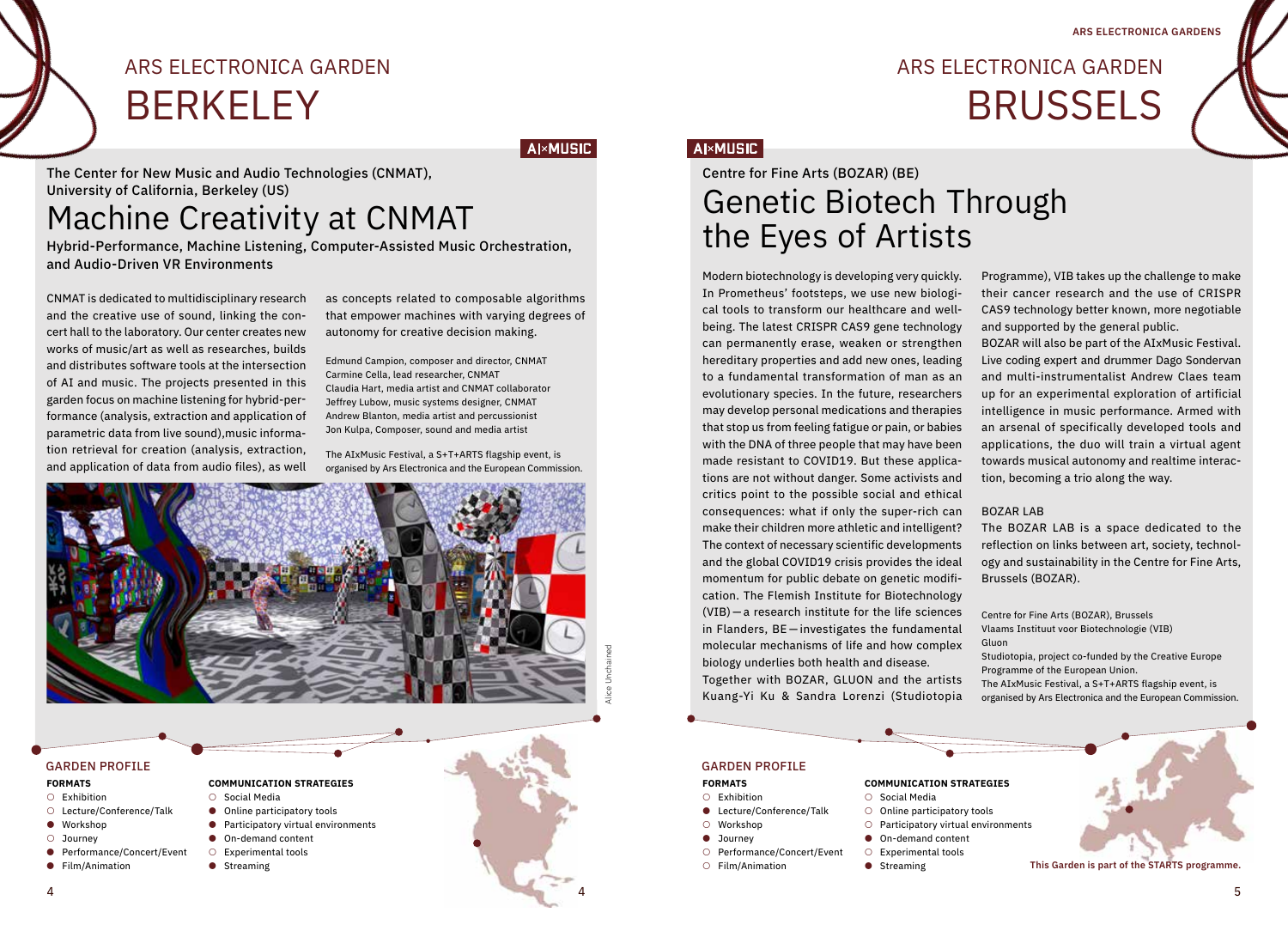# ARS ELECTRONICA GARDEN
# BERKELEY

AI×MUSIC

The Center for New Music and Audio Technologies (CNMAT), University of California, Berkeley (US)

## Machine Creativity at CNMAT

**Hybrid-Performance, Machine Listening, Computer-Assisted Music Orchestration, and Audio-Driven VR Environments**

CNMAT is dedicated to multidisciplinary research and the creative use of sound, linking the concert hall to the laboratory. Our center creates new works of music/art as well as researches, builds and distributes software tools at the intersection of AI and music. The projects presented in this garden focus on machine listening for hybrid-performance (analysis, extraction and application of parametric data from live sound),music information retrieval for creation (analysis, extraction, and application of data from audio files), as well as concepts related to composable algorithms that empower machines with varying degrees of autonomy for creative decision making.

Edmund Campion, composer and director, CNMAT
Carmine Cella, lead researcher, CNMAT
Claudia Hart, media artist and CNMAT collaborator
Jeffrey Lubow, music systems designer, CNMAT
Andrew Blanton, media artist and percussionist
Jon Kulpa, Composer, sound and media artist

The AIxMusic Festival, a S+T+ARTS flagship event, is organised by Ars Electronica and the European Commission.

Alice Unchained

### GARDEN PROFILE

**FORMATS**
- ○ Exhibition
- ○ Lecture/Conference/Talk
- ● Workshop
- ○ Journey
- ● Performance/Concert/Event
- ● Film/Animation

**COMMUNICATION STRATEGIES**
- ○ Social Media
- ● Online participatory tools
- ● Participatory virtual environments
- ● On-demand content
- ○ Experimental tools
- ● Streaming

# ARS ELECTRONICA GARDEN
# BRUSSELS

AI×MUSIC

Centre for Fine Arts (BOZAR) (BE)

## Genetic Biotech Through the Eyes of Artists

Modern biotechnology is developing very quickly. In Prometheus' footsteps, we use new biological tools to transform our healthcare and wellbeing. The latest CRISPR CAS9 gene technology can permanently erase, weaken or strengthen hereditary properties and add new ones, leading to a fundamental transformation of man as an evolutionary species. In the future, researchers may develop personal medications and therapies that stop us from feeling fatigue or pain, or babies with the DNA of three people that may have been made resistant to COVID19. But these applications are not without danger. Some activists and critics point to the possible social and ethical consequences: what if only the super-rich can make their children more athletic and intelligent? The context of necessary scientific developments and the global COVID19 crisis provides the ideal momentum for public debate on genetic modification. The Flemish Institute for Biotechnology (VIB)—a research institute for the life sciences in Flanders, BE—investigates the fundamental molecular mechanisms of life and how complex biology underlies both health and disease.
Together with BOZAR, GLUON and the artists Kuang-Yi Ku & Sandra Lorenzi (Studiotopia Programme), VIB takes up the challenge to make their cancer research and the use of CRISPR CAS9 technology better known, more negotiable and supported by the general public.
BOZAR will also be part of the AIxMusic Festival. Live coding expert and drummer Dago Sondervan and multi-instrumentalist Andrew Claes team up for an experimental exploration of artificial intelligence in music performance. Armed with an arsenal of specifically developed tools and applications, the duo will train a virtual agent towards musical autonomy and realtime interaction, becoming a trio along the way.

BOZAR LAB
The BOZAR LAB is a space dedicated to the reflection on links between art, society, technology and sustainability in the Centre for Fine Arts, Brussels (BOZAR).

Centre for Fine Arts (BOZAR), Brussels
Vlaams Instituut voor Biotechnologie (VIB)
Gluon
Studiotopia, project co-funded by the Creative Europe Programme of the European Union.
The AIxMusic Festival, a S+T+ARTS flagship event, is organised by Ars Electronica and the European Commission.

### GARDEN PROFILE

**FORMATS**
- ○ Exhibition
- ● Lecture/Conference/Talk
- ○ Workshop
- ● Journey
- ○ Performance/Concert/Event
- ○ Film/Animation

**COMMUNICATION STRATEGIES**
- ○ Social Media
- ○ Online participatory tools
- ○ Participatory virtual environments
- ● On-demand content
- ○ Experimental tools
- ● Streaming

**This Garden is part of the STARTS programme.**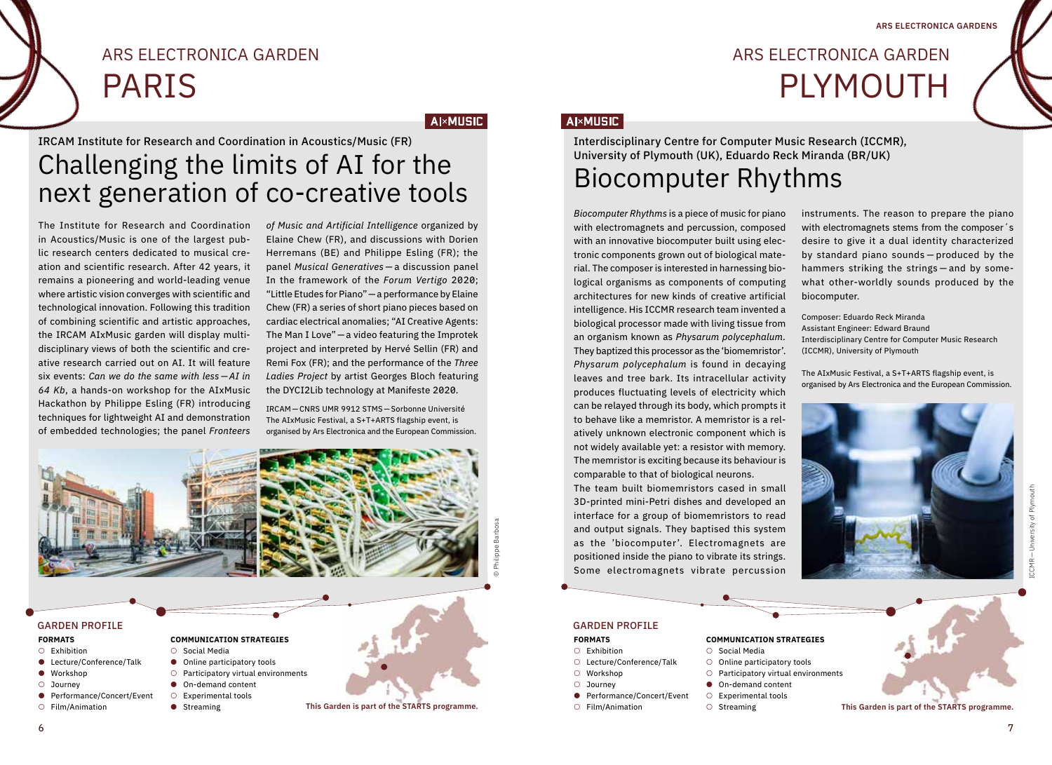# ARS ELECTRONICA GARDEN PARIS

AI×MUSIC

IRCAM Institute for Research and Coordination in Acoustics/Music (FR)

## Challenging the limits of AI for the next generation of co-creative tools

The Institute for Research and Coordination in Acoustics/Music is one of the largest public research centers dedicated to musical creation and scientific research. After 42 years, it remains a pioneering and world-leading venue where artistic vision converges with scientific and technological innovation. Following this tradition of combining scientific and artistic approaches, the IRCAM AIxMusic garden will display multidisciplinary views of both the scientific and creative research carried out on AI. It will feature six events: *Can we do the same with less—AI in 64 Kb*, a hands-on workshop for the AIxMusic Hackathon by Philippe Esling (FR) introducing techniques for lightweight AI and demonstration of embedded technologies; the panel *Fronteers of Music and Artificial Intelligence* organized by Elaine Chew (FR), and discussions with Dorien Herremans (BE) and Philippe Esling (FR); the panel *Musical Generatives*—a discussion panel In the framework of the *Forum Vertigo* 2020; "Little Etudes for Piano"—a performance by Elaine Chew (FR) a series of short piano pieces based on cardiac electrical anomalies; "AI Creative Agents: The Man I Love"—a video featuring the Improtek project and interpreted by Hervé Sellin (FR) and Remi Fox (FR); and the performance of the *Three Ladies Project* by artist Georges Bloch featuring the DYCI2Lib technology at Manifeste 2020.

IRCAM—CNRS UMR 9912 STMS—Sorbonne Université
The AIxMusic Festival, a S+T+ARTS flagship event, is organised by Ars Electronica and the European Commission.

© Philippe Barbosa

### GARDEN PROFILE

**FORMATS**
- ○ Exhibition
- ● Lecture/Conference/Talk
- ● Workshop
- ○ Journey
- ● Performance/Concert/Event
- ○ Film/Animation

**COMMUNICATION STRATEGIES**
- ○ Social Media
- ● Online participatory tools
- ○ Participatory virtual environments
- ● On-demand content
- ○ Experimental tools
- ● Streaming

**This Garden is part of the STARTS programme.**

# ARS ELECTRONICA GARDEN PLYMOUTH

AI×MUSIC

Interdisciplinary Centre for Computer Music Research (ICCMR), University of Plymouth (UK), Eduardo Reck Miranda (BR/UK)

## Biocomputer Rhythms

*Biocomputer Rhythms* is a piece of music for piano with electromagnets and percussion, composed with an innovative biocomputer built using electronic components grown out of biological material. The composer is interested in harnessing biological organisms as components of computing architectures for new kinds of creative artificial intelligence. His ICCMR research team invented a biological processor made with living tissue from an organism known as *Physarum polycephalum*. They baptized this processor as the 'biomemristor'. *Physarum polycephalum* is found in decaying leaves and tree bark. Its intracellular activity produces fluctuating levels of electricity which can be relayed through its body, which prompts it to behave like a memristor. A memristor is a relatively unknown electronic component which is not widely available yet: a resistor with memory. The memristor is exciting because its behaviour is comparable to that of biological neurons.
The team built biomemristors cased in small 3D-printed mini-Petri dishes and developed an interface for a group of biomemristors to read and output signals. They baptised this system as the 'biocomputer'. Electromagnets are positioned inside the piano to vibrate its strings. Some electromagnets vibrate percussion instruments. The reason to prepare the piano with electromagnets stems from the composer´s desire to give it a dual identity characterized by standard piano sounds—produced by the hammers striking the strings—and by somewhat other-worldly sounds produced by the biocomputer.

Composer: Eduardo Reck Miranda
Assistant Engineer: Edward Braund
Interdisciplinary Centre for Computer Music Research (ICCMR), University of Plymouth

The AIxMusic Festival, a S+T+ARTS flagship event, is organised by Ars Electronica and the European Commission.

ICCMR—University of Plymouth

### GARDEN PROFILE

**FORMATS**
- ○ Exhibition
- ○ Lecture/Conference/Talk
- ○ Workshop
- ○ Journey
- ● Performance/Concert/Event
- ○ Film/Animation

**COMMUNICATION STRATEGIES**
- ○ Social Media
- ○ Online participatory tools
- ○ Participatory virtual environments
- ● On-demand content
- ○ Experimental tools
- ○ Streaming

**This Garden is part of the STARTS programme.**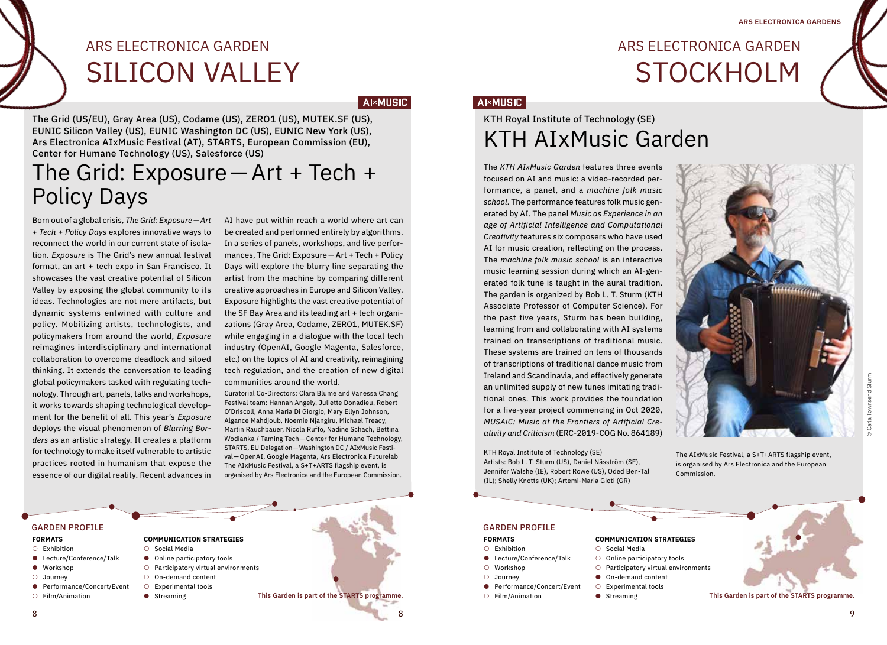# ARS ELECTRONICA GARDEN SILICON VALLEY

AI×MUSIC

**The Grid (US/EU), Gray Area (US), Codame (US), ZERO1 (US), MUTEK.SF (US), EUNIC Silicon Valley (US), EUNIC Washington DC (US), EUNIC New York (US), Ars Electronica AIxMusic Festival (AT), STARTS, European Commission (EU), Center for Humane Technology (US), Salesforce (US)**

## The Grid: Exposure — Art + Tech + Policy Days

Born out of a global crisis, *The Grid: Exposure — Art + Tech + Policy Days* explores innovative ways to reconnect the world in our current state of isolation. *Exposure* is The Grid's new annual festival format, an art + tech expo in San Francisco. It showcases the vast creative potential of Silicon Valley by exposing the global community to its ideas. Technologies are not mere artifacts, but dynamic systems entwined with culture and policy. Mobilizing artists, technologists, and policymakers from around the world, *Exposure* reimagines interdisciplinary and international collaboration to overcome deadlock and siloed thinking. It extends the conversation to leading global policymakers tasked with regulating technology. Through art, panels, talks and workshops, it works towards shaping technological development for the benefit of all. This year's *Exposure* deploys the visual phenomenon of *Blurring Borders* as an artistic strategy. It creates a platform for technology to make itself vulnerable to artistic practices rooted in humanism that expose the essence of our digital reality. Recent advances in AI have put within reach a world where art can be created and performed entirely by algorithms. In a series of panels, workshops, and live performances, The Grid: Exposure — Art + Tech + Policy Days will explore the blurry line separating the artist from the machine by comparing different creative approaches in Europe and Silicon Valley. Exposure highlights the vast creative potential of the SF Bay Area and its leading art + tech organizations (Gray Area, Codame, ZERO1, MUTEK.SF) while engaging in a dialogue with the local tech industry (OpenAI, Google Magenta, Salesforce, etc.) on the topics of AI and creativity, reimagining tech regulation, and the creation of new digital communities around the world.

Curatorial Co-Directors: Clara Blume and Vanessa Chang
Festival team: Hannah Angely, Juliette Donadieu, Robert O'Driscoll, Anna Maria Di Giorgio, Mary Ellyn Johnson, Algance Mahdjoub, Noemie Njangiru, Michael Treacy, Martin Rauchbauer, Nicola Ruffo, Nadine Schach, Bettina Wodianka / Taming Tech — Center for Humane Technology, STARTS, EU Delegation — Washington DC / AIxMusic Festival — OpenAI, Google Magenta, Ars Electronica Futurelab
The AIxMusic Festival, a S+T+ARTS flagship event, is organised by Ars Electronica and the European Commission.

### GARDEN PROFILE

**FORMATS**
- ○ Exhibition
- ● Lecture/Conference/Talk
- ● Workshop
- ○ Journey
- ● Performance/Concert/Event
- ○ Film/Animation

**COMMUNICATION STRATEGIES**
- ○ Social Media
- ● Online participatory tools
- ○ Participatory virtual environments
- ○ On-demand content
- ○ Experimental tools
- ● Streaming

**This Garden is part of the STARTS programme.**

# ARS ELECTRONICA GARDEN STOCKHOLM

AI×MUSIC

**KTH Royal Institute of Technology (SE)**

## KTH AIxMusic Garden

The *KTH AIxMusic Garden* features three events focused on AI and music: a video-recorded performance, a panel, and a *machine folk music school*. The performance features folk music generated by AI. The panel *Music as Experience in an age of Artificial Intelligence and Computational Creativity* features six composers who have used AI for music creation, reflecting on the process. The *machine folk music school* is an interactive music learning session during which an AI-generated folk tune is taught in the aural tradition. The garden is organized by Bob L. T. Sturm (KTH Associate Professor of Computer Science). For the past five years, Sturm has been building, learning from and collaborating with AI systems trained on transcriptions of traditional music. These systems are trained on tens of thousands of transcriptions of traditional dance music from Ireland and Scandinavia, and effectively generate an unlimited supply of new tunes imitating traditional ones. This work provides the foundation for a five-year project commencing in Oct 2020, *MUSAiC: Music at the Frontiers of Artificial Creativity and Criticism* (ERC-2019-COG No. 864189)

KTH Royal Institute of Technology (SE)
Artists: Bob L. T. Sturm (US), Daniel Näsström (SE), Jennifer Walshe (IE), Robert Rowe (US), Oded Ben-Tal (IL); Shelly Knotts (UK); Artemi-Maria Gioti (GR)

The AIxMusic Festival, a S+T+ARTS flagship event, is organised by Ars Electronica and the European Commission.

© Carla Townsend Sturm

### GARDEN PROFILE

**FORMATS**
- ○ Exhibition
- ● Lecture/Conference/Talk
- ○ Workshop
- ○ Journey
- ● Performance/Concert/Event
- ○ Film/Animation

**COMMUNICATION STRATEGIES**
- ○ Social Media
- ○ Online participatory tools
- ○ Participatory virtual environments
- ● On-demand content
- ○ Experimental tools
- ● Streaming

**This Garden is part of the STARTS programme.**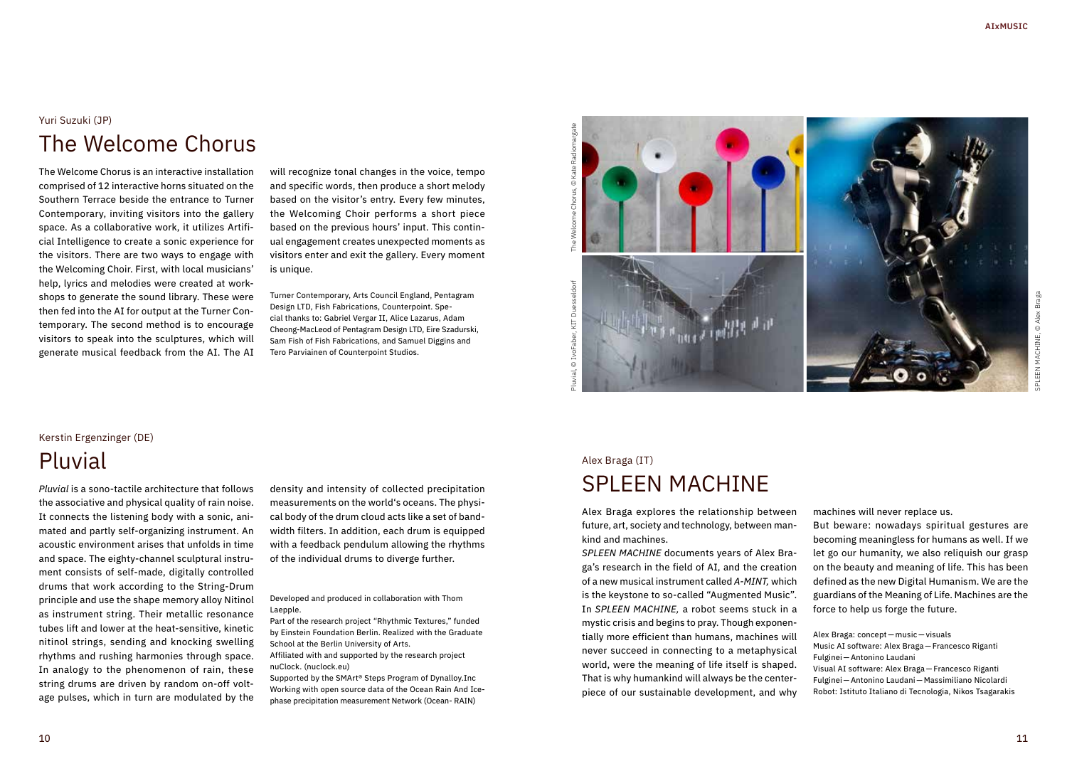Yuri Suzuki (JP)

## The Welcome Chorus

The Welcome Chorus is an interactive installation comprised of 12 interactive horns situated on the Southern Terrace beside the entrance to Turner Contemporary, inviting visitors into the gallery space. As a collaborative work, it utilizes Artificial Intelligence to create a sonic experience for the visitors. There are two ways to engage with the Welcoming Choir. First, with local musicians' help, lyrics and melodies were created at workshops to generate the sound library. These were then fed into the AI for output at the Turner Contemporary. The second method is to encourage visitors to speak into the sculptures, which will generate musical feedback from the AI. The AI will recognize tonal changes in the voice, tempo and specific words, then produce a short melody based on the visitor's entry. Every few minutes, the Welcoming Choir performs a short piece based on the previous hours' input. This continual engagement creates unexpected moments as visitors enter and exit the gallery. Every moment is unique.

Turner Contemporary, Arts Council England, Pentagram Design LTD, Fish Fabrications, Counterpoint. Special thanks to: Gabriel Vergar II, Alice Lazarus, Adam Cheong-MacLeod of Pentagram Design LTD, Eire Szadurski, Sam Fish of Fish Fabrications, and Samuel Diggins and Tero Parviainen of Counterpoint Studios.

The Welcome Chorus, © Kate Radomargate

Pluvial, © IvoFaber, KIT Duesseldorf

SPLEEN MACHINE, © Alex Braga

Kerstin Ergenzinger (DE)

## Pluvial

*Pluvial* is a sono-tactile architecture that follows the associative and physical quality of rain noise. It connects the listening body with a sonic, animated and partly self-organizing instrument. An acoustic environment arises that unfolds in time and space. The eighty-channel sculptural instrument consists of self-made, digitally controlled drums that work according to the String-Drum principle and use the shape memory alloy Nitinol as instrument string. Their metallic resonance tubes lift and lower at the heat-sensitive, kinetic nitinol strings, sending and knocking swelling rhythms and rushing harmonies through space. In analogy to the phenomenon of rain, these string drums are driven by random on-off voltage pulses, which in turn are modulated by the density and intensity of collected precipitation measurements on the world's oceans. The physical body of the drum cloud acts like a set of bandwidth filters. In addition, each drum is equipped with a feedback pendulum allowing the rhythms of the individual drums to diverge further.

Developed and produced in collaboration with Thom Laepple.
Part of the research project "Rhythmic Textures," funded by Einstein Foundation Berlin. Realized with the Graduate School at the Berlin University of Arts.
Affiliated with and supported by the research project nuClock. (nuclock.eu)
Supported by the SMArt® Steps Program of Dynalloy.Inc
Working with open source data of the Ocean Rain And Icephase precipitation measurement Network (Ocean- RAIN)

Alex Braga (IT)

## SPLEEN MACHINE

Alex Braga explores the relationship between future, art, society and technology, between mankind and machines.

*SPLEEN MACHINE* documents years of Alex Braga's research in the field of AI, and the creation of a new musical instrument called *A-MINT*, which is the keystone to so-called "Augmented Music". In *SPLEEN MACHINE*, a robot seems stuck in a mystic crisis and begins to pray. Though exponentially more efficient than humans, machines will never succeed in connecting to a metaphysical world, were the meaning of life itself is shaped. That is why humankind will always be the centerpiece of our sustainable development, and why machines will never replace us.

But beware: nowadays spiritual gestures are becoming meaningless for humans as well. If we let go our humanity, we also reliquish our grasp on the beauty and meaning of life. This has been defined as the new Digital Humanism. We are the guardians of the Meaning of Life. Machines are the force to help us forge the future.

Alex Braga: concept — music — visuals
Music AI software: Alex Braga — Francesco Riganti Fulginei — Antonino Laudani
Visual AI software: Alex Braga — Francesco Riganti Fulginei — Antonino Laudani — Massimiliano Nicolardi
Robot: Istituto Italiano di Tecnologia, Nikos Tsagarakis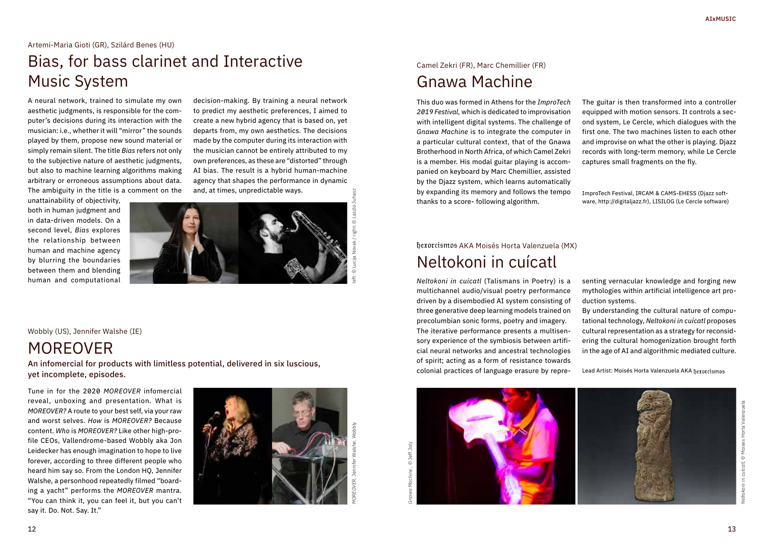Artemi-Maria Gioti (GR), Szilárd Benes (HU)

## Bias, for bass clarinet and Interactive Music System

A neural network, trained to simulate my own aesthetic judgments, is responsible for the computer's decisions during its interaction with the musician: i.e., whether it will "mirror" the sounds played by them, propose new sound material or simply remain silent. The title *Bias* refers not only to the subjective nature of aesthetic judgments, but also to machine learning algorithms making arbitrary or erroneous assumptions about data. The ambiguity in the title is a comment on the unattainability of objectivity, both in human judgment and in data-driven models. On a second level, *Bias* explores the relationship between human and machine agency by blurring the boundaries between them and blending human and computational decision-making. By training a neural network to predict my aesthetic preferences, I aimed to create a new hybrid agency that is based on, yet departs from, my own aesthetics. The decisions made by the computer during its interaction with the musician cannot be entirely attributed to my own preferences, as these are "distorted" through AI bias. The result is a hybrid human-machine agency that shapes the performance in dynamic and, at times, unpredictable ways.

left: © Lucija Novak / right: © Laszlo Juhasz

Wobbly (US), Jennifer Walshe (IE)

## MOREOVER

**An infomercial for products with limitless potential, delivered in six luscious, yet incomplete, episodes.**

Tune in for the 2020 *MOREOVER* infomercial reveal, unboxing and presentation. What is *MOREOVER?* A route to your best self, via your raw and worst selves. *How* is *MOREOVER?* Because content. *Who* is *MOREOVER?* Like other high-profile CEOs, Vallendrome-based Wobbly aka Jon Leidecker has enough imagination to hope to live forever, according to three different people who heard him say so. From the London HQ, Jennifer Walshe, a personhood repeatedly filmed "boarding a yacht" performs the *MOREOVER* mantra. "You can think it, you can feel it, but you can't say it. Do. Not. Say. It."

*MOREOVER*, Jennifer Walshe, Wobbly

Camel Zekri (FR), Marc Chemillier (FR)

## Gnawa Machine

This duo was formed in Athens for the *ImproTech 2019 Festival*, which is dedicated to improvisation with intelligent digital systems. The challenge of *Gnawa Machine* is to integrate the computer in a particular cultural context, that of the Gnawa Brotherhood in North Africa, of which Camel Zekri is a member. His modal guitar playing is accompanied on keyboard by Marc Chemillier, assisted by the Djazz system, which learns automatically by expanding its memory and follows the tempo thanks to a score- following algorithm.

The guitar is then transformed into a controller equipped with motion sensors. It controls a second system, Le Cercle, which dialogues with the first one. The two machines listen to each other and improvise on what the other is playing. Djazz records with long-term memory, while Le Cercle captures small fragments on the fly.

ImproTech Festival, IRCAM & CAMS-EHESS (Djazz software, http://digitaljazz.fr), LISILOG (Le Cercle software)

𝔥𝔢𝔵𝔬𝔯𝔠𝔦𝔰𝔪𝔬𝔰 AKA Moisés Horta Valenzuela (MX)

## Neltokoni in cuícatl

*Neltokoni in cuícatl* (Talismans in Poetry) is a multichannel audio/visual poetry performance driven by a disembodied AI system consisting of three generative deep learning models trained on precolumbian sonic forms, poetry and imagery.

The iterative performance presents a multisensory experience of the symbiosis between artificial neural networks and ancestral technologies of spirit; acting as a form of resistance towards colonial practices of language erasure by representing vernacular knowledge and forging new mythologies within artificial intelligence art production systems.

By understanding the cultural nature of computational technology, *Neltokoni in cuícatl* proposes cultural representation as a strategy for reconsidering the cultural homogenization brought forth in the age of AI and algorithmic mediated culture.

Lead Artist: Moisés Horta Valenzuela AKA 𝔥𝔢𝔵𝔬𝔯𝔠𝔦𝔰𝔪𝔬𝔰

*Gnawa Machine*, © Jeff Joly

*Neltokoni in cuícatl*, © Moises Horta Valenzuela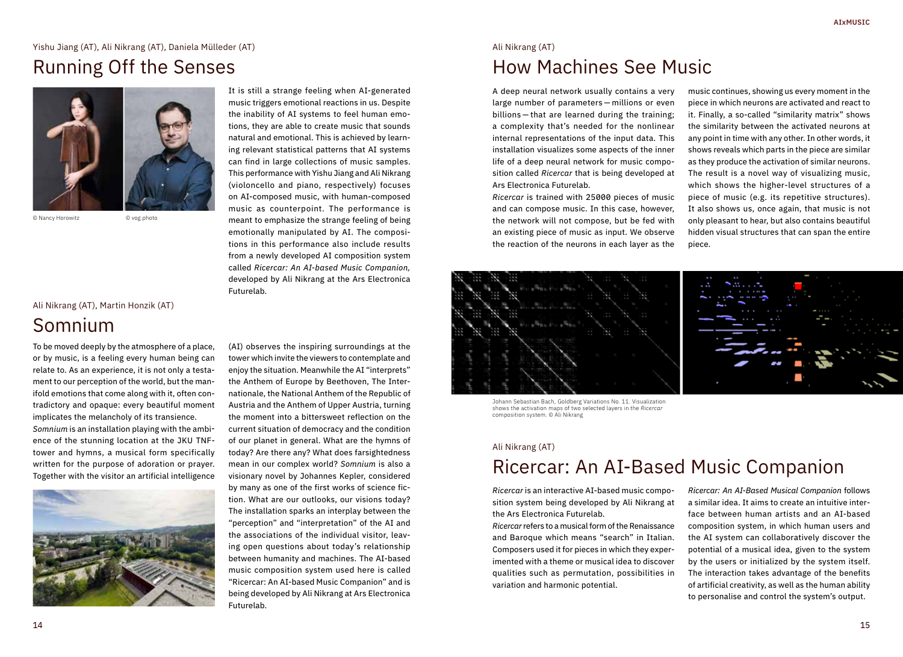Yishu Jiang (AT), Ali Nikrang (AT), Daniela Mülleder (AT)

## Running Off the Senses

© Nancy Horowitz © vog.photo

It is still a strange feeling when AI-generated music triggers emotional reactions in us. Despite the inability of AI systems to feel human emotions, they are able to create music that sounds natural and emotional. This is achieved by learning relevant statistical patterns that AI systems can find in large collections of music samples. This performance with Yishu Jiang and Ali Nikrang (violoncello and piano, respectively) focuses on AI-composed music, with human-composed music as counterpoint. The performance is meant to emphasize the strange feeling of being emotionally manipulated by AI. The compositions in this performance also include results from a newly developed AI composition system called *Ricercar: An AI-based Music Companion,* developed by Ali Nikrang at the Ars Electronica Futurelab.

Ali Nikrang (AT), Martin Honzik (AT)

## Somnium

To be moved deeply by the atmosphere of a place, or by music, is a feeling every human being can relate to. As an experience, it is not only a testament to our perception of the world, but the manifold emotions that come along with it, often contradictory and opaque: every beautiful moment implicates the melancholy of its transience.

*Somnium* is an installation playing with the ambience of the stunning location at the JKU TNF-tower and hymns, a musical form specifically written for the purpose of adoration or prayer. Together with the visitor an artificial intelligence (AI) observes the inspiring surroundings at the tower which invite the viewers to contemplate and enjoy the situation. Meanwhile the AI "interprets" the Anthem of Europe by Beethoven, The Internationale, the National Anthem of the Republic of Austria and the Anthem of Upper Austria, turning the moment into a bittersweet reflection on the current situation of democracy and the condition of our planet in general. What are the hymns of today? Are there any? What does farsightedness mean in our complex world? *Somnium* is also a visionary novel by Johannes Kepler, considered by many as one of the first works of science fiction. What are our outlooks, our visions today? The installation sparks an interplay between the "perception" and "interpretation" of the AI and the associations of the individual visitor, leaving open questions about today's relationship between humanity and machines. The AI-based music composition system used here is called "Ricercar: An AI-based Music Companion" and is being developed by Ali Nikrang at Ars Electronica Futurelab.

Ali Nikrang (AT)

## How Machines See Music

A deep neural network usually contains a very large number of parameters—millions or even billions—that are learned during the training; a complexity that's needed for the nonlinear internal representations of the input data. This installation visualizes some aspects of the inner life of a deep neural network for music composition called *Ricercar* that is being developed at Ars Electronica Futurelab.

*Ricercar* is trained with 25000 pieces of music and can compose music. In this case, however, the network will not compose, but be fed with an existing piece of music as input. We observe the reaction of the neurons in each layer as the music continues, showing us every moment in the piece in which neurons are activated and react to it. Finally, a so-called "similarity matrix" shows the similarity between the activated neurons at any point in time with any other. In other words, it shows reveals which parts in the piece are similar as they produce the activation of similar neurons. The result is a novel way of visualizing music, which shows the higher-level structures of a piece of music (e.g. its repetitive structures). It also shows us, once again, that music is not only pleasant to hear, but also contains beautiful hidden visual structures that can span the entire piece.

Johann Sebastian Bach, Goldberg Variations No. 11. Visualization shows the activation maps of two selected layers in the *Ricercar* composition system. © Ali Nikrang

Ali Nikrang (AT)

## Ricercar: An AI-Based Music Companion

*Ricercar* is an interactive AI-based music composition system being developed by Ali Nikrang at the Ars Electronica Futurelab.

*Ricercar* refers to a musical form of the Renaissance and Baroque which means "search" in Italian. Composers used it for pieces in which they experimented with a theme or musical idea to discover qualities such as permutation, possibilities in variation and harmonic potential.

*Ricercar: An AI-Based Musical Companion* follows a similar idea. It aims to create an intuitive interface between human artists and an AI-based composition system, in which human users and the AI system can collaboratively discover the potential of a musical idea, given to the system by the users or initialized by the system itself. The interaction takes advantage of the benefits of artificial creativity, as well as the human ability to personalise and control the system's output.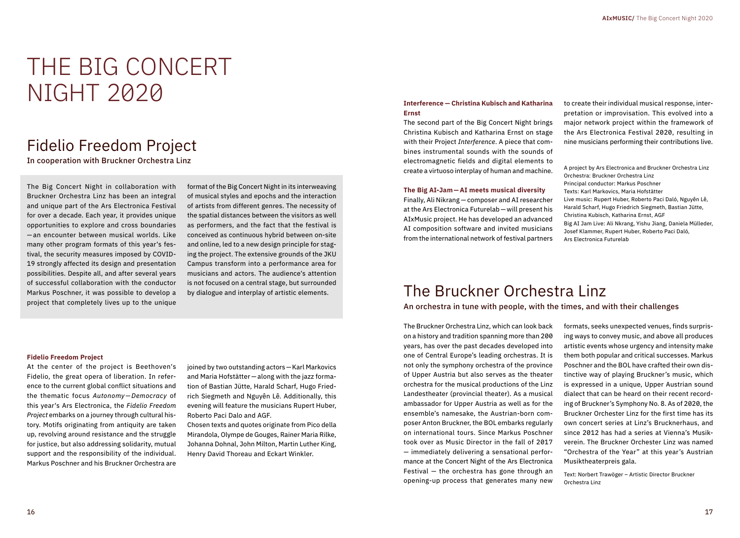# THE BIG CONCERT NIGHT 2020

## Fidelio Freedom Project

In cooperation with Bruckner Orchestra Linz

The Big Concert Night in collaboration with Bruckner Orchestra Linz has been an integral and unique part of the Ars Electronica Festival for over a decade. Each year, it provides unique opportunities to explore and cross boundaries—an encounter between musical worlds. Like many other program formats of this year's festival, the security measures imposed by COVID-19 strongly affected its design and presentation possibilities. Despite all, and after several years of successful collaboration with the conductor Markus Poschner, it was possible to develop a project that completely lives up to the unique format of the Big Concert Night in its interweaving of musical styles and epochs and the interaction of artists from different genres. The necessity of the spatial distances between the visitors as well as performers, and the fact that the festival is conceived as continuous hybrid between on-site and online, led to a new design principle for staging the project. The extensive grounds of the JKU Campus transform into a performance area for musicians and actors. The audience's attention is not focused on a central stage, but surrounded by dialogue and interplay of artistic elements.

**Fidelio Freedom Project**

At the center of the project is Beethoven's Fidelio, the great opera of liberation. In reference to the current global conflict situations and the thematic focus *Autonomy—Democracy* of this year's Ars Electronica, the *Fidelio Freedom Project* embarks on a journey through cultural history. Motifs originating from antiquity are taken up, revolving around resistance and the struggle for justice, but also addressing solidarity, mutual support and the responsibility of the individual. Markus Poschner and his Bruckner Orchestra are joined by two outstanding actors—Karl Markovics and Maria Hofstätter—along with the jazz formation of Bastian Jütte, Harald Scharf, Hugo Friedrich Siegmeth and Nguyên Lê. Additionally, this evening will feature the musicians Rupert Huber, Roberto Paci Dalo and AGF.

Chosen texts and quotes originate from Pico della Mirandola, Olympe de Gouges, Rainer Maria Rilke, Johanna Dohnal, John Milton, Martin Luther King, Henry David Thoreau and Eckart Winkler.

**Interference—Christina Kubisch and Katharina Ernst**

The second part of the Big Concert Night brings Christina Kubisch and Katharina Ernst on stage with their Project *Interference*. A piece that combines instrumental sounds with the sounds of electromagnetic fields and digital elements to create a virtuoso interplay of human and machine.

**The Big AI-Jam—AI meets musical diversity**

Finally, Ali Nikrang—composer and AI researcher at the Ars Electronica Futurelab—will present his AIxMusic project. He has developed an advanced AI composition software and invited musicians from the international network of festival partners to create their individual musical response, interpretation or improvisation. This evolved into a major network project within the framework of the Ars Electronica Festival 2020, resulting in nine musicians performing their contributions live.

A project by Ars Electronica and Bruckner Orchestra Linz
Orchestra: Bruckner Orchestra Linz
Principal conductor: Markus Poschner
Texts: Karl Markovics, Maria Hofstätter
Live music: Rupert Huber, Roberto Paci Daló, Nguyên Lê, Harald Scharf, Hugo Friedrich Siegmeth, Bastian Jütte, Christina Kubisch, Katharina Ernst, AGF
Big AI Jam Live: Ali Nkrang, Yishu Jiang, Daniela Mülleder, Josef Klammer, Rupert Huber, Roberto Paci Daló, Ars Electronica Futurelab

## The Bruckner Orchestra Linz

An orchestra in tune with people, with the times, and with their challenges

The Bruckner Orchestra Linz, which can look back on a history and tradition spanning more than 200 years, has over the past decades developed into one of Central Europe's leading orchestras. It is not only the symphony orchestra of the province of Upper Austria but also serves as the theater orchestra for the musical productions of the Linz Landestheater (provincial theater). As a musical ambassador for Upper Austria as well as for the ensemble's namesake, the Austrian-born composer Anton Bruckner, the BOL embarks regularly on international tours. Since Markus Poschner took over as Music Director in the fall of 2017—immediately delivering a sensational performance at the Concert Night of the Ars Electronica Festival—the orchestra has gone through an opening-up process that generates many new formats, seeks unexpected venues, finds surprising ways to convey music, and above all produces artistic events whose urgency and intensity make them both popular and critical successes. Markus Poschner and the BOL have crafted their own distinctive way of playing Bruckner's music, which is expressed in a unique, Upper Austrian sound dialect that can be heard on their recent recording of Bruckner's Symphony No. 8. As of 2020, the Bruckner Orchester Linz for the first time has its own concert series at Linz's Brucknerhaus, and since 2012 has had a series at Vienna's Musikverein. The Bruckner Orchester Linz was named "Orchestra of the Year" at this year's Austrian Musiktheaterpreis gala.

Text: Norbert Trawöger – Artistic Director Bruckner Orchestra Linz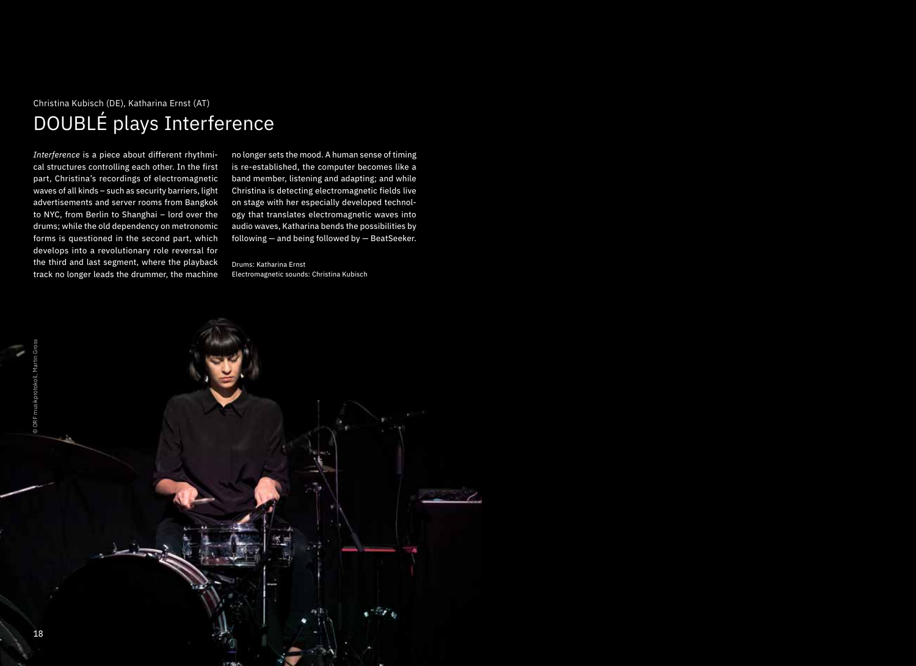Christina Kubisch (DE), Katharina Ernst (AT)

# DOUBLÉ plays Interference

*Interference* is a piece about different rhythmical structures controlling each other. In the first part, Christina's recordings of electromagnetic waves of all kinds – such as security barriers, light advertisements and server rooms from Bangkok to NYC, from Berlin to Shanghai – lord over the drums; while the old dependency on metronomic forms is questioned in the second part, which develops into a revolutionary role reversal for the third and last segment, where the playback track no longer leads the drummer, the machine no longer sets the mood. A human sense of timing is re-established, the computer becomes like a band member, listening and adapting; and while Christina is detecting electromagnetic fields live on stage with her especially developed technology that translates electromagnetic waves into audio waves, Katharina bends the possibilities by following — and being followed by — BeatSeeker.

Drums: Katharina Ernst
Electromagnetic sounds: Christina Kubisch

© ORF musikprotokoll, Martin Gross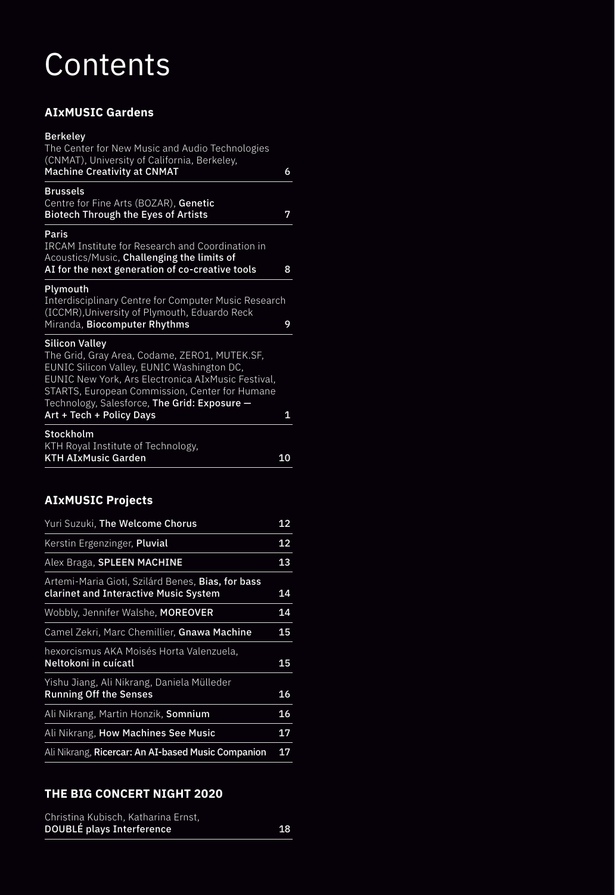# Contents

## AIxMUSIC Gardens

| | |
|---|---|
| **Berkeley**<br>The Center for New Music and Audio Technologies (CNMAT), University of California, Berkeley, **Machine Creativity at CNMAT** | 6 |
| **Brussels**<br>Centre for Fine Arts (BOZAR), **Genetic Biotech Through the Eyes of Artists** | 7 |
| **Paris**<br>IRCAM Institute for Research and Coordination in Acoustics/Music, **Challenging the limits of AI for the next generation of co-creative tools** | 8 |
| **Plymouth**<br>Interdisciplinary Centre for Computer Music Research (ICCMR),University of Plymouth, Eduardo Reck Miranda, **Biocomputer Rhythms** | 9 |
| **Silicon Valley**<br>The Grid, Gray Area, Codame, ZERO1, MUTEK.SF, EUNIC Silicon Valley, EUNIC Washington DC, EUNIC New York, Ars Electronica AIxMusic Festival, STARTS, European Commission, Center for Humane Technology, Salesforce, **The Grid: Exposure — Art + Tech + Policy Days** | 1 |
| **Stockholm**<br>KTH Royal Institute of Technology, **KTH AIxMusic Garden** | 10 |

## AIxMUSIC Projects

| | |
|---|---|
| Yuri Suzuki, **The Welcome Chorus** | 12 |
| Kerstin Ergenzinger, **Pluvial** | 12 |
| Alex Braga, **SPLEEN MACHINE** | 13 |
| Artemi-Maria Gioti, Szilárd Benes, **Bias, for bass clarinet and Interactive Music System** | 14 |
| Wobbly, Jennifer Walshe, **MOREOVER** | 14 |
| Camel Zekri, Marc Chemillier, **Gnawa Machine** | 15 |
| hexorcismus AKA Moisés Horta Valenzuela, **Neltokoni in cuícatl** | 15 |
| Yishu Jiang, Ali Nikrang, Daniela Mülleder **Running Off the Senses** | 16 |
| Ali Nikrang, Martin Honzik, **Somnium** | 16 |
| Ali Nikrang, **How Machines See Music** | 17 |
| Ali Nikrang, **Ricercar: An AI-based Music Companion** | 17 |

## THE BIG CONCERT NIGHT 2020

| | |
|---|---|
| Christina Kubisch, Katharina Ernst, **DOUBLÉ plays Interference** | 18 |